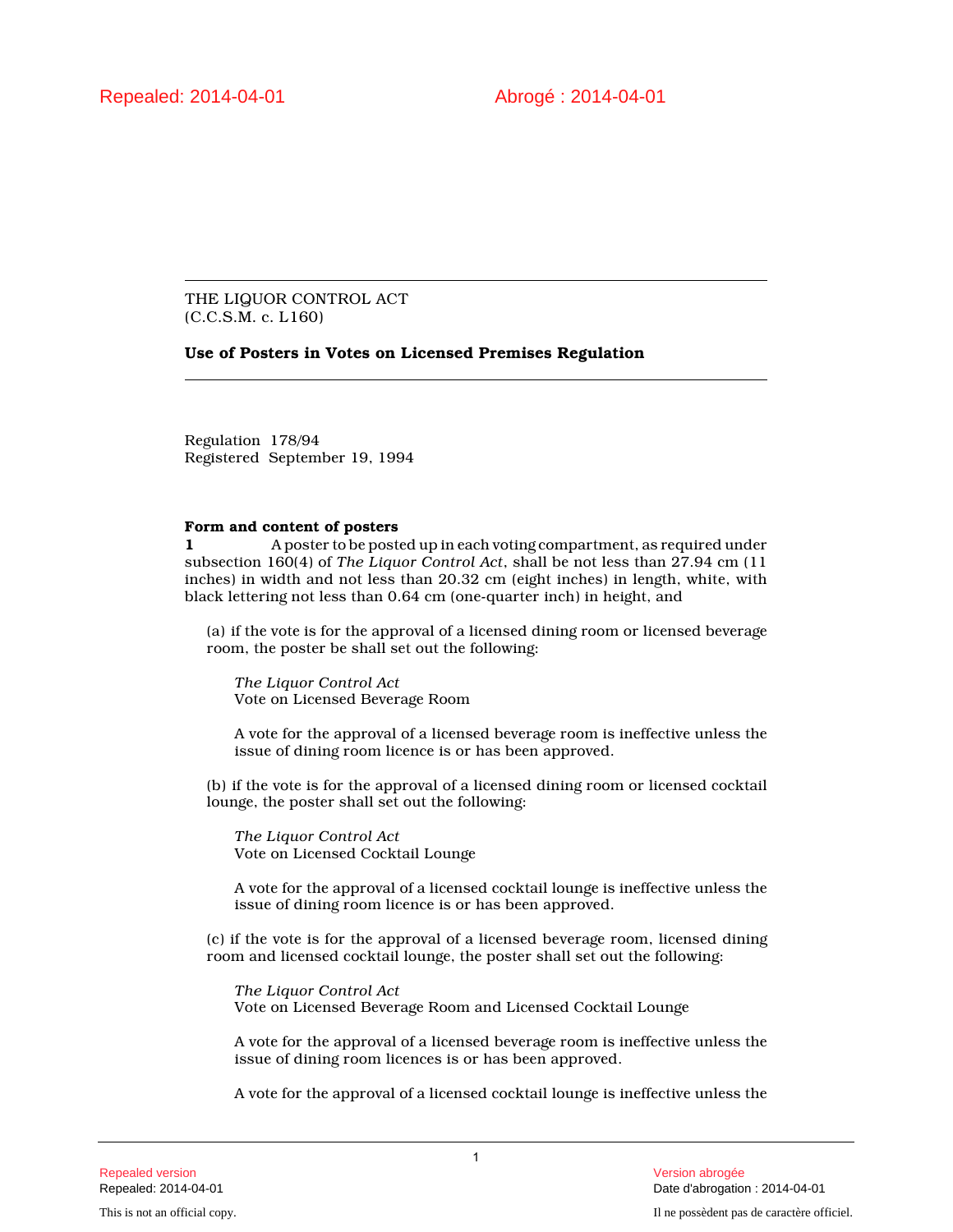Repealed: 2014-04-01

Abrogé : 2014-04-01

THE LIQUOR CONTROL ACT
(C.C.S.M. c. L160)

**Use of Posters in Votes on Licensed Premises Regulation**

Regulation 178/94
Registered September 19, 1994

**Form and content of posters**

**1** A poster to be posted up in each voting compartment, as required under subsection 160(4) of *The Liquor Control Act*, shall be not less than 27.94 cm (11 inches) in width and not less than 20.32 cm (eight inches) in length, white, with black lettering not less than 0.64 cm (one-quarter inch) in height, and

(a) if the vote is for the approval of a licensed dining room or licensed beverage room, the poster be shall set out the following:

> *The Liquor Control Act*
> Vote on Licensed Beverage Room
>
> A vote for the approval of a licensed beverage room is ineffective unless the issue of dining room licence is or has been approved.

(b) if the vote is for the approval of a licensed dining room or licensed cocktail lounge, the poster shall set out the following:

> *The Liquor Control Act*
> Vote on Licensed Cocktail Lounge
>
> A vote for the approval of a licensed cocktail lounge is ineffective unless the issue of dining room licence is or has been approved.

(c) if the vote is for the approval of a licensed beverage room, licensed dining room and licensed cocktail lounge, the poster shall set out the following:

> *The Liquor Control Act*
> Vote on Licensed Beverage Room and Licensed Cocktail Lounge
>
> A vote for the approval of a licensed beverage room is ineffective unless the issue of dining room licences is or has been approved.
>
> A vote for the approval of a licensed cocktail lounge is ineffective unless the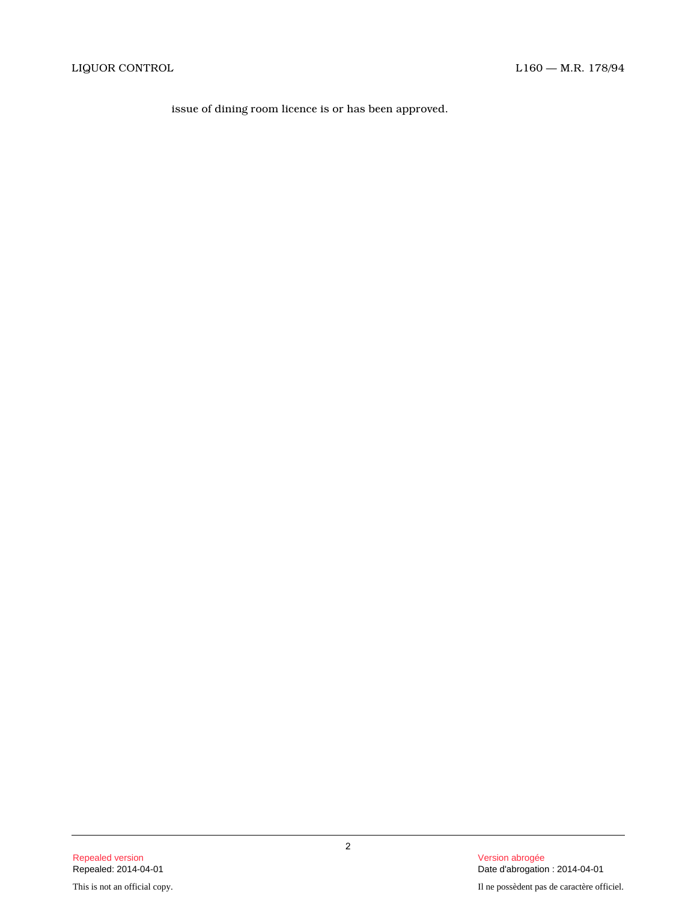issue of dining room licence is or has been approved.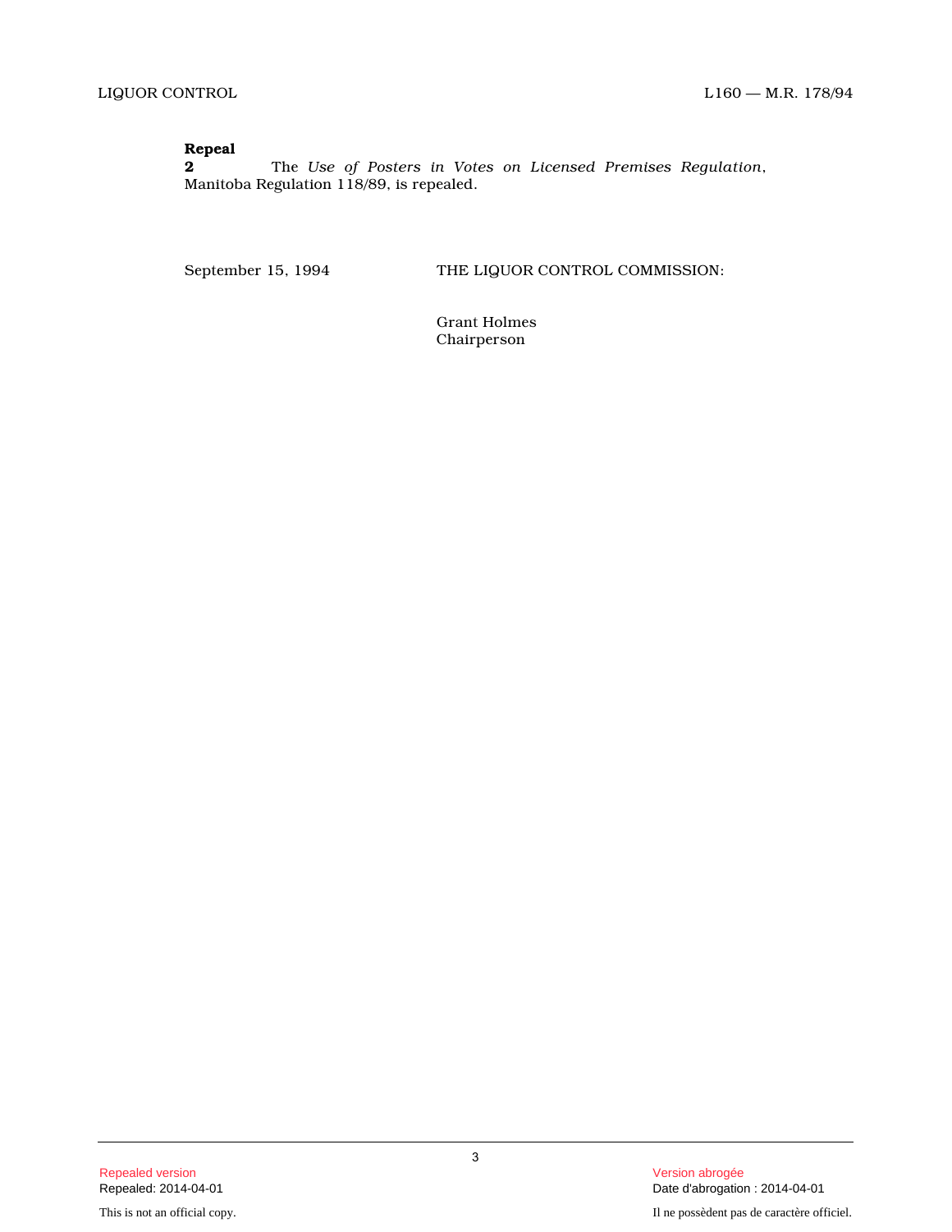**Repeal**

**2** The *Use of Posters in Votes on Licensed Premises Regulation*, Manitoba Regulation 118/89, is repealed.

September 15, 1994

THE LIQUOR CONTROL COMMISSION:

Grant Holmes
Chairperson